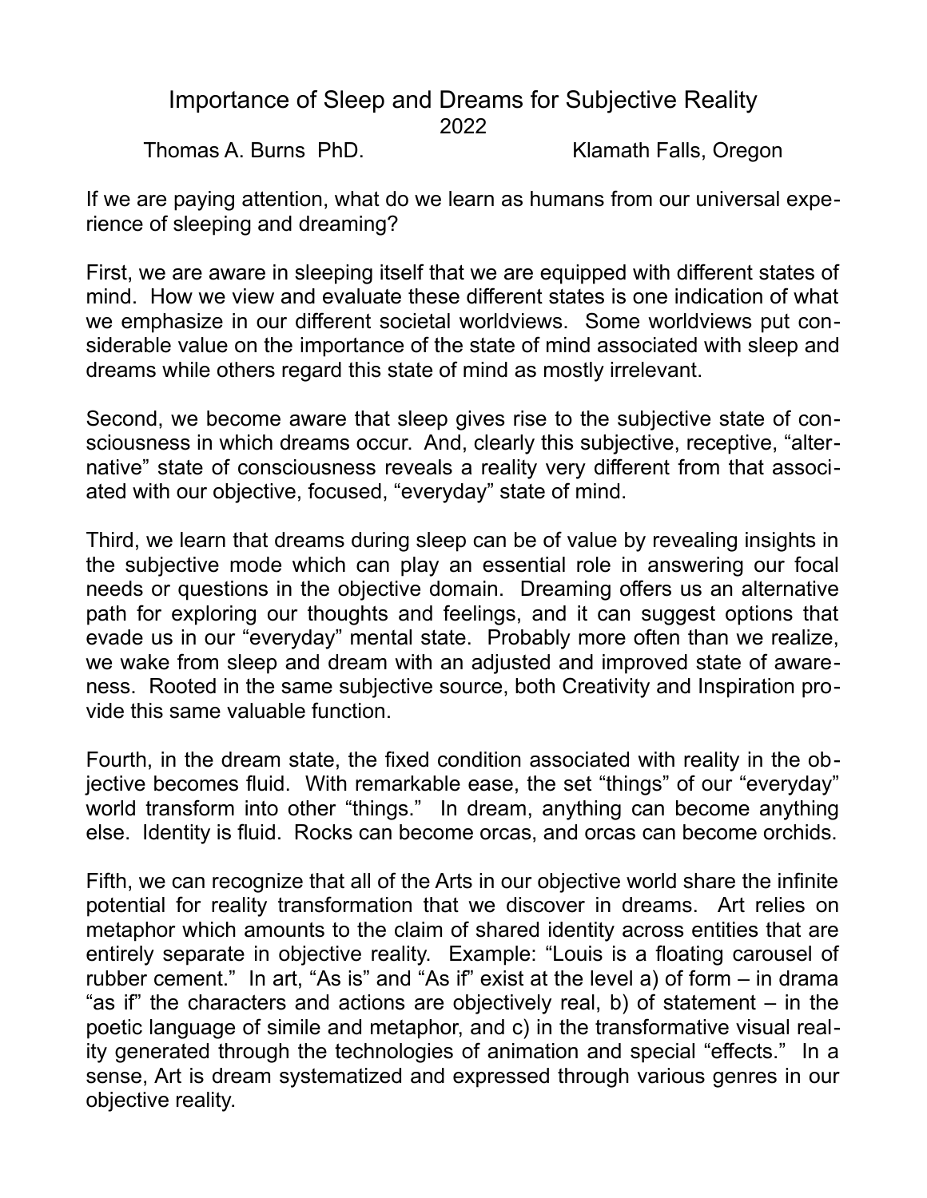# Importance of Sleep and Dreams for Subjective Reality

2022

Thomas A. Burns PhD. Klamath Falls, Oregon

If we are paying attention, what do we learn as humans from our universal experience of sleeping and dreaming?

First, we are aware in sleeping itself that we are equipped with different states of mind. How we view and evaluate these different states is one indication of what we emphasize in our different societal worldviews. Some worldviews put considerable value on the importance of the state of mind associated with sleep and dreams while others regard this state of mind as mostly irrelevant.

Second, we become aware that sleep gives rise to the subjective state of consciousness in which dreams occur. And, clearly this subjective, receptive, "alternative" state of consciousness reveals a reality very different from that associated with our objective, focused, "everyday" state of mind.

Third, we learn that dreams during sleep can be of value by revealing insights in the subjective mode which can play an essential role in answering our focal needs or questions in the objective domain. Dreaming offers us an alternative path for exploring our thoughts and feelings, and it can suggest options that evade us in our "everyday" mental state. Probably more often than we realize, we wake from sleep and dream with an adjusted and improved state of awareness. Rooted in the same subjective source, both Creativity and Inspiration provide this same valuable function.

Fourth, in the dream state, the fixed condition associated with reality in the objective becomes fluid. With remarkable ease, the set "things" of our "everyday" world transform into other "things." In dream, anything can become anything else. Identity is fluid. Rocks can become orcas, and orcas can become orchids.

Fifth, we can recognize that all of the Arts in our objective world share the infinite potential for reality transformation that we discover in dreams. Art relies on metaphor which amounts to the claim of shared identity across entities that are entirely separate in objective reality. Example: "Louis is a floating carousel of rubber cement." In art, "As is" and "As if" exist at the level a) of form – in drama "as if" the characters and actions are objectively real, b) of statement – in the poetic language of simile and metaphor, and c) in the transformative visual reality generated through the technologies of animation and special "effects." In a sense, Art is dream systematized and expressed through various genres in our objective reality.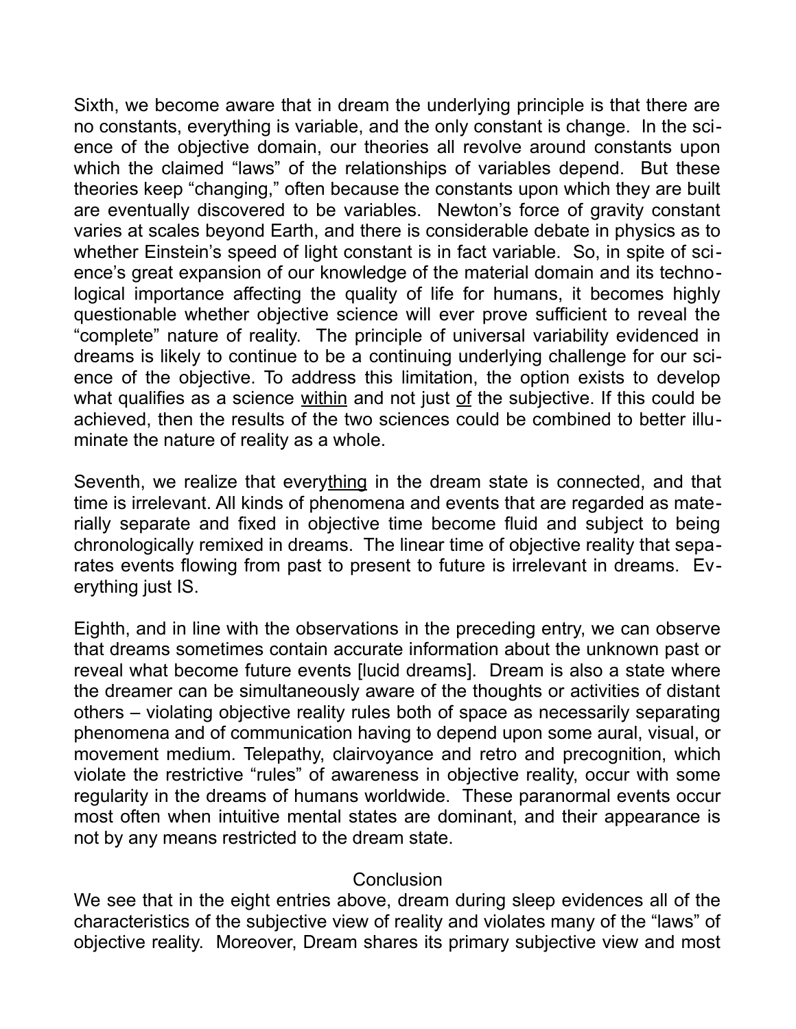Sixth, we become aware that in dream the underlying principle is that there are no constants, everything is variable, and the only constant is change. In the science of the objective domain, our theories all revolve around constants upon which the claimed "laws" of the relationships of variables depend. But these theories keep "changing," often because the constants upon which they are built are eventually discovered to be variables. Newton's force of gravity constant varies at scales beyond Earth, and there is considerable debate in physics as to whether Einstein's speed of light constant is in fact variable. So, in spite of science's great expansion of our knowledge of the material domain and its technological importance affecting the quality of life for humans, it becomes highly questionable whether objective science will ever prove sufficient to reveal the "complete" nature of reality. The principle of universal variability evidenced in dreams is likely to continue to be a continuing underlying challenge for our science of the objective. To address this limitation, the option exists to develop what qualifies as a science <u>within</u> and not just <u>of</u> the subjective. If this could be achieved, then the results of the two sciences could be combined to better illuminate the nature of reality as a whole.

Seventh, we realize that every<u>thing</u> in the dream state is connected, and that time is irrelevant. All kinds of phenomena and events that are regarded as materially separate and fixed in objective time become fluid and subject to being chronologically remixed in dreams. The linear time of objective reality that separates events flowing from past to present to future is irrelevant in dreams. Everything just IS.

Eighth, and in line with the observations in the preceding entry, we can observe that dreams sometimes contain accurate information about the unknown past or reveal what become future events [lucid dreams]. Dream is also a state where the dreamer can be simultaneously aware of the thoughts or activities of distant others – violating objective reality rules both of space as necessarily separating phenomena and of communication having to depend upon some aural, visual, or movement medium. Telepathy, clairvoyance and retro and precognition, which violate the restrictive "rules" of awareness in objective reality, occur with some regularity in the dreams of humans worldwide. These paranormal events occur most often when intuitive mental states are dominant, and their appearance is not by any means restricted to the dream state.

## Conclusion

We see that in the eight entries above, dream during sleep evidences all of the characteristics of the subjective view of reality and violates many of the "laws" of objective reality. Moreover, Dream shares its primary subjective view and most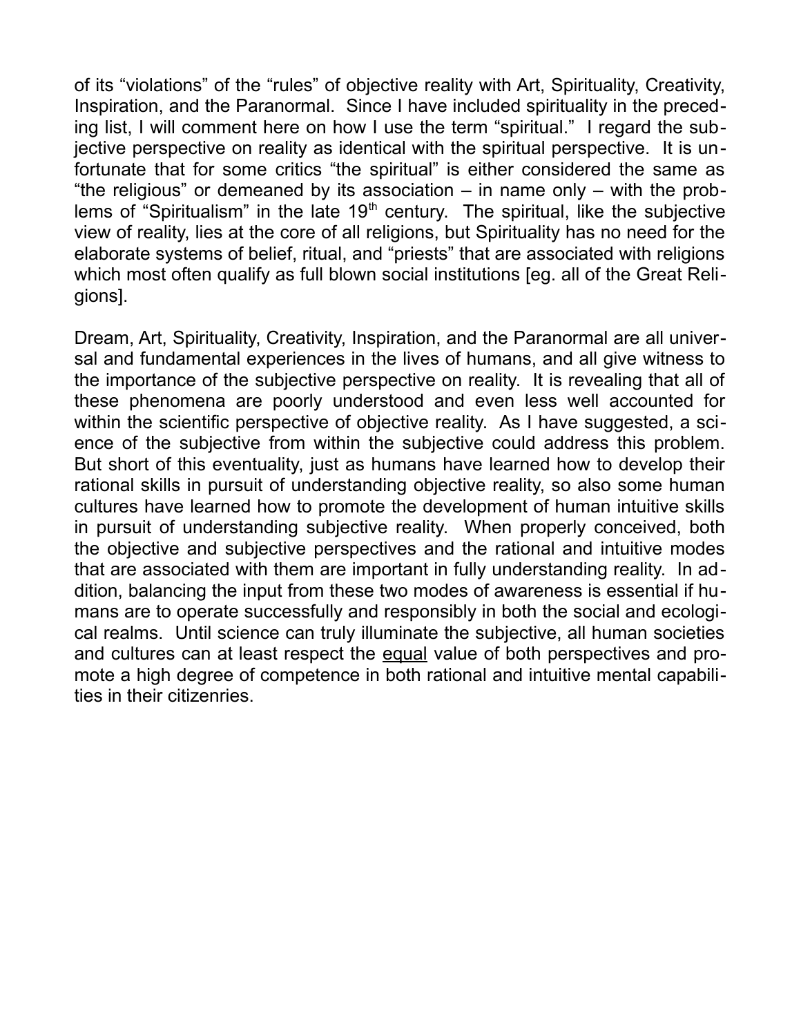of its “violations” of the “rules” of objective reality with Art, Spirituality, Creativity, Inspiration, and the Paranormal. Since I have included spirituality in the preceding list, I will comment here on how I use the term “spiritual.” I regard the subjective perspective on reality as identical with the spiritual perspective. It is unfortunate that for some critics “the spiritual” is either considered the same as “the religious” or demeaned by its association – in name only – with the problems of “Spiritualism” in the late 19th century. The spiritual, like the subjective view of reality, lies at the core of all religions, but Spirituality has no need for the elaborate systems of belief, ritual, and “priests” that are associated with religions which most often qualify as full blown social institutions [eg. all of the Great Religions].

Dream, Art, Spirituality, Creativity, Inspiration, and the Paranormal are all universal and fundamental experiences in the lives of humans, and all give witness to the importance of the subjective perspective on reality. It is revealing that all of these phenomena are poorly understood and even less well accounted for within the scientific perspective of objective reality. As I have suggested, a science of the subjective from within the subjective could address this problem. But short of this eventuality, just as humans have learned how to develop their rational skills in pursuit of understanding objective reality, so also some human cultures have learned how to promote the development of human intuitive skills in pursuit of understanding subjective reality. When properly conceived, both the objective and subjective perspectives and the rational and intuitive modes that are associated with them are important in fully understanding reality. In addition, balancing the input from these two modes of awareness is essential if humans are to operate successfully and responsibly in both the social and ecological realms. Until science can truly illuminate the subjective, all human societies and cultures can at least respect the <u>equal</u> value of both perspectives and promote a high degree of competence in both rational and intuitive mental capabilities in their citizenries.